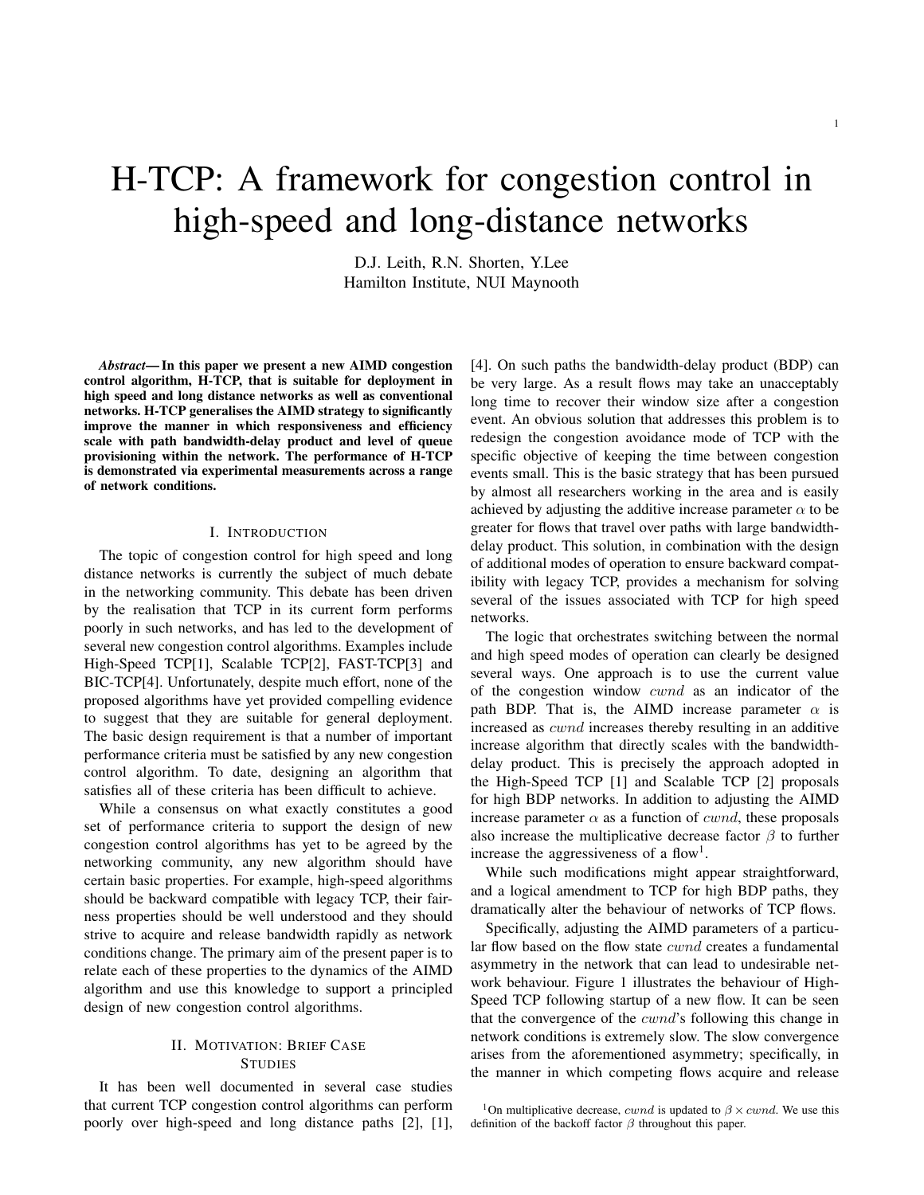# H-TCP: A framework for congestion control in high-speed and long-distance networks

D.J. Leith, R.N. Shorten, Y.Lee
Hamilton Institute, NUI Maynooth

***Abstract*— In this paper we present a new AIMD congestion control algorithm, H-TCP, that is suitable for deployment in high speed and long distance networks as well as conventional networks. H-TCP generalises the AIMD strategy to significantly improve the manner in which responsiveness and efficiency scale with path bandwidth-delay product and level of queue provisioning within the network. The performance of H-TCP is demonstrated via experimental measurements across a range of network conditions.**

## I. Introduction

The topic of congestion control for high speed and long distance networks is currently the subject of much debate in the networking community. This debate has been driven by the realisation that TCP in its current form performs poorly in such networks, and has led to the development of several new congestion control algorithms. Examples include High-Speed TCP[1], Scalable TCP[2], FAST-TCP[3] and BIC-TCP[4]. Unfortunately, despite much effort, none of the proposed algorithms have yet provided compelling evidence to suggest that they are suitable for general deployment. The basic design requirement is that a number of important performance criteria must be satisfied by any new congestion control algorithm. To date, designing an algorithm that satisfies all of these criteria has been difficult to achieve.

While a consensus on what exactly constitutes a good set of performance criteria to support the design of new congestion control algorithms has yet to be agreed by the networking community, any new algorithm should have certain basic properties. For example, high-speed algorithms should be backward compatible with legacy TCP, their fairness properties should be well understood and they should strive to acquire and release bandwidth rapidly as network conditions change. The primary aim of the present paper is to relate each of these properties to the dynamics of the AIMD algorithm and use this knowledge to support a principled design of new congestion control algorithms.

## II. Motivation: Brief Case Studies

It has been well documented in several case studies that current TCP congestion control algorithms can perform poorly over high-speed and long distance paths [2], [1], [4]. On such paths the bandwidth-delay product (BDP) can be very large. As a result flows may take an unacceptably long time to recover their window size after a congestion event. An obvious solution that addresses this problem is to redesign the congestion avoidance mode of TCP with the specific objective of keeping the time between congestion events small. This is the basic strategy that has been pursued by almost all researchers working in the area and is easily achieved by adjusting the additive increase parameter $\alpha$ to be greater for flows that travel over paths with large bandwidth-delay product. This solution, in combination with the design of additional modes of operation to ensure backward compatibility with legacy TCP, provides a mechanism for solving several of the issues associated with TCP for high speed networks.

The logic that orchestrates switching between the normal and high speed modes of operation can clearly be designed several ways. One approach is to use the current value of the congestion window $cwnd$ as an indicator of the path BDP. That is, the AIMD increase parameter $\alpha$ is increased as $cwnd$ increases thereby resulting in an additive increase algorithm that directly scales with the bandwidth-delay product. This is precisely the approach adopted in the High-Speed TCP [1] and Scalable TCP [2] proposals for high BDP networks. In addition to adjusting the AIMD increase parameter $\alpha$ as a function of $cwnd$, these proposals also increase the multiplicative decrease factor $\beta$ to further increase the aggressiveness of a flow[1].

While such modifications might appear straightforward, and a logical amendment to TCP for high BDP paths, they dramatically alter the behaviour of networks of TCP flows.

Specifically, adjusting the AIMD parameters of a particular flow based on the flow state $cwnd$ creates a fundamental asymmetry in the network that can lead to undesirable network behaviour. Figure 1 illustrates the behaviour of High-Speed TCP following startup of a new flow. It can be seen that the convergence of the $cwnd$'s following this change in network conditions is extremely slow. The slow convergence arises from the aforementioned asymmetry; specifically, in the manner in which competing flows acquire and release

[1] On multiplicative decrease, $cwnd$ is updated to $\beta \times cwnd$. We use this definition of the backoff factor $\beta$ throughout this paper.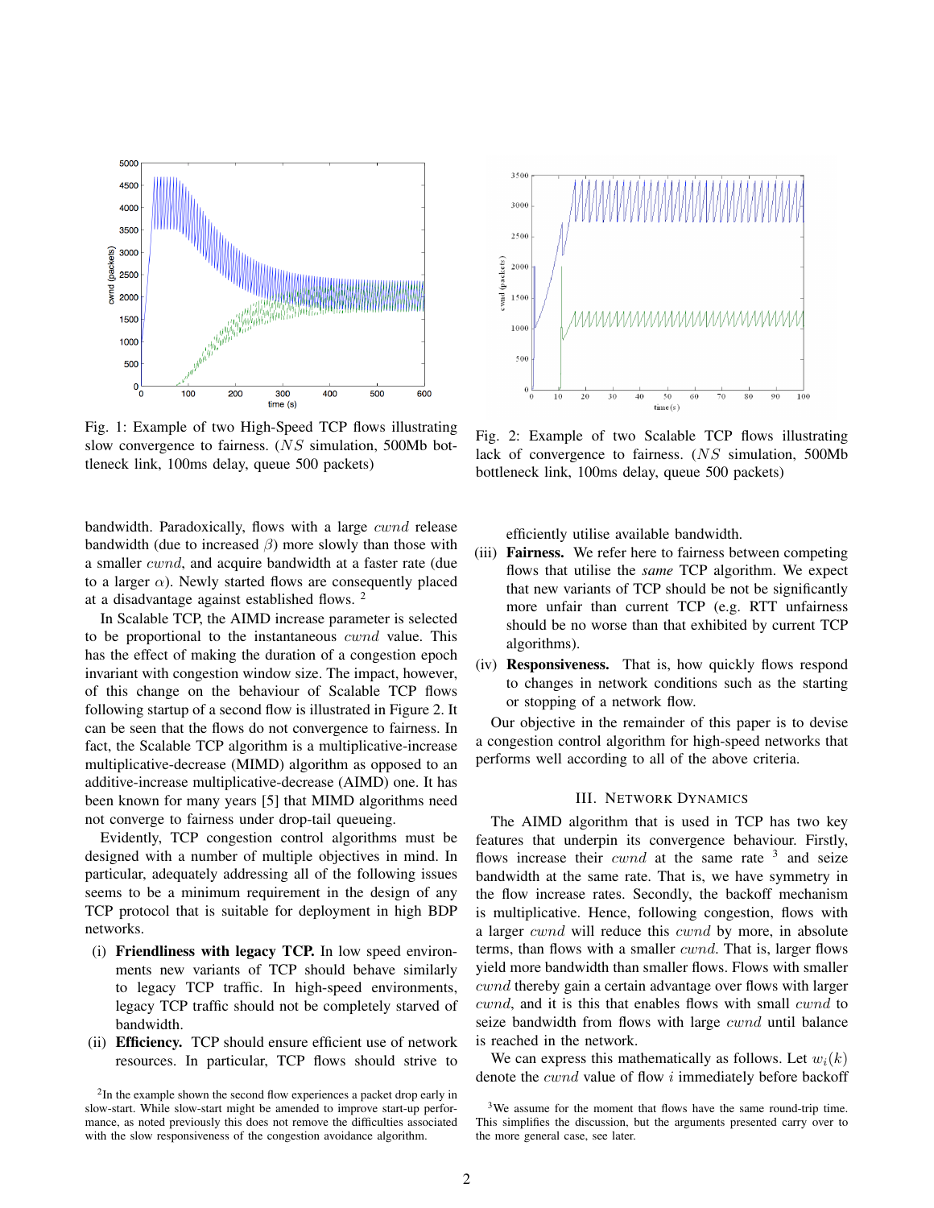Fig. 1: Example of two High-Speed TCP flows illustrating slow convergence to fairness. ($NS$ simulation, 500Mb bottleneck link, 100ms delay, queue 500 packets)

Fig. 2: Example of two Scalable TCP flows illustrating lack of convergence to fairness. ($NS$ simulation, 500Mb bottleneck link, 100ms delay, queue 500 packets)

bandwidth. Paradoxically, flows with a large $cwnd$ release bandwidth (due to increased $\beta$) more slowly than those with a smaller $cwnd$, and acquire bandwidth at a faster rate (due to a larger $\alpha$). Newly started flows are consequently placed at a disadvantage against established flows. [2]

In Scalable TCP, the AIMD increase parameter is selected to be proportional to the instantaneous $cwnd$ value. This has the effect of making the duration of a congestion epoch invariant with congestion window size. The impact, however, of this change on the behaviour of Scalable TCP flows following startup of a second flow is illustrated in Figure 2. It can be seen that the flows do not convergence to fairness. In fact, the Scalable TCP algorithm is a multiplicative-increase multiplicative-decrease (MIMD) algorithm as opposed to an additive-increase multiplicative-decrease (AIMD) one. It has been known for many years [5] that MIMD algorithms need not converge to fairness under drop-tail queueing.

Evidently, TCP congestion control algorithms must be designed with a number of multiple objectives in mind. In particular, adequately addressing all of the following issues seems to be a minimum requirement in the design of any TCP protocol that is suitable for deployment in high BDP networks.

(i) **Friendliness with legacy TCP.** In low speed environments new variants of TCP should behave similarly to legacy TCP traffic. In high-speed environments, legacy TCP traffic should not be completely starved of bandwidth.

(ii) **Efficiency.** TCP should ensure efficient use of network resources. In particular, TCP flows should strive to efficiently utilise available bandwidth.

(iii) **Fairness.** We refer here to fairness between competing flows that utilise the ***same*** TCP algorithm. We expect that new variants of TCP should be not be significantly more unfair than current TCP (e.g. RTT unfairness should be no worse than that exhibited by current TCP algorithms).

(iv) **Responsiveness.** That is, how quickly flows respond to changes in network conditions such as the starting or stopping of a network flow.

Our objective in the remainder of this paper is to devise a congestion control algorithm for high-speed networks that performs well according to all of the above criteria.

## III. Network Dynamics

The AIMD algorithm that is used in TCP has two key features that underpin its convergence behaviour. Firstly, flows increase their $cwnd$ at the same rate [3] and seize bandwidth at the same rate. That is, we have symmetry in the flow increase rates. Secondly, the backoff mechanism is multiplicative. Hence, following congestion, flows with a larger $cwnd$ will reduce this $cwnd$ by more, in absolute terms, than flows with a smaller $cwnd$. That is, larger flows yield more bandwidth than smaller flows. Flows with smaller $cwnd$ thereby gain a certain advantage over flows with larger $cwnd$, and it is this that enables flows with small $cwnd$ to seize bandwidth from flows with large $cwnd$ until balance is reached in the network.

We can express this mathematically as follows. Let $w_i(k)$ denote the $cwnd$ value of flow $i$ immediately before backoff

[2] In the example shown the second flow experiences a packet drop early in slow-start. While slow-start might be amended to improve start-up performance, as noted previously this does not remove the difficulties associated with the slow responsiveness of the congestion avoidance algorithm.

[3] We assume for the moment that flows have the same round-trip time. This simplifies the discussion, but the arguments presented carry over to the more general case, see later.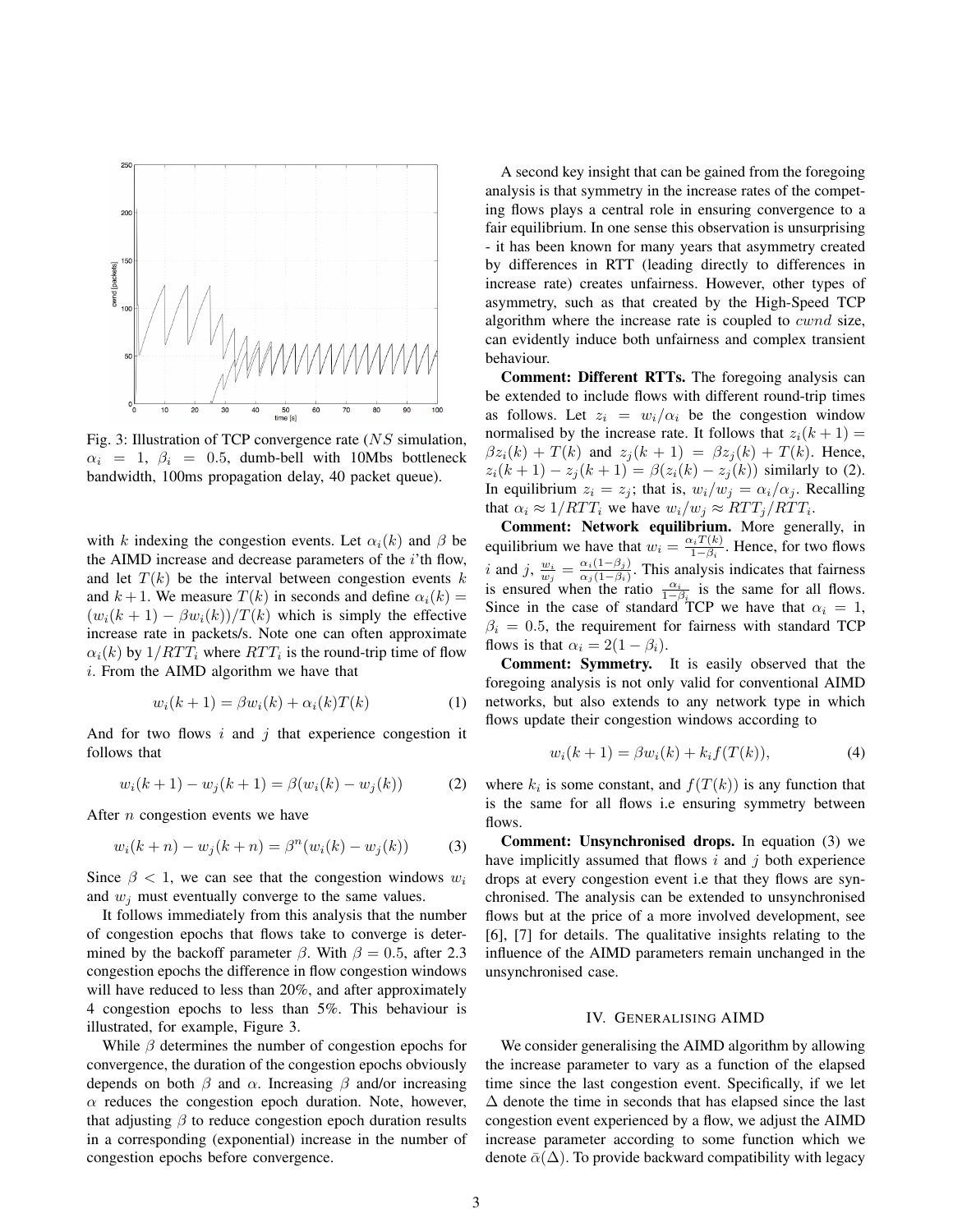Fig. 3: Illustration of TCP convergence rate ($NS$ simulation, $\alpha_i = 1$, $\beta_i = 0.5$, dumb-bell with 10Mbs bottleneck bandwidth, 100ms propagation delay, 40 packet queue).

with $k$ indexing the congestion events. Let $\alpha_i(k)$ and $\beta$ be the AIMD increase and decrease parameters of the $i$'th flow, and let $T(k)$ be the interval between congestion events $k$ and $k+1$. We measure $T(k)$ in seconds and define $\alpha_i(k) = (w_i(k+1) - \beta w_i(k))/T(k)$ which is simply the effective increase rate in packets/s. Note one can often approximate $\alpha_i(k)$ by $1/RTT_i$ where $RTT_i$ is the round-trip time of flow $i$. From the AIMD algorithm we have that

$$w_i(k+1) = \beta w_i(k) + \alpha_i(k)T(k) \tag{1}$$

And for two flows $i$ and $j$ that experience congestion it follows that

$$w_i(k+1) - w_j(k+1) = \beta(w_i(k) - w_j(k)) \tag{2}$$

After $n$ congestion events we have

$$w_i(k+n) - w_j(k+n) = \beta^n(w_i(k) - w_j(k)) \tag{3}$$

Since $\beta < 1$, we can see that the congestion windows $w_i$ and $w_j$ must eventually converge to the same values.

It follows immediately from this analysis that the number of congestion epochs that flows take to converge is determined by the backoff parameter $\beta$. With $\beta = 0.5$, after 2.3 congestion epochs the difference in flow congestion windows will have reduced to less than 20%, and after approximately 4 congestion epochs to less than 5%. This behaviour is illustrated, for example, Figure 3.

While $\beta$ determines the number of congestion epochs for convergence, the duration of the congestion epochs obviously depends on both $\beta$ and $\alpha$. Increasing $\beta$ and/or increasing $\alpha$ reduces the congestion epoch duration. Note, however, that adjusting $\beta$ to reduce congestion epoch duration results in a corresponding (exponential) increase in the number of congestion epochs before convergence.

A second key insight that can be gained from the foregoing analysis is that symmetry in the increase rates of the competing flows plays a central role in ensuring convergence to a fair equilibrium. In one sense this observation is unsurprising - it has been known for many years that asymmetry created by differences in RTT (leading directly to differences in increase rate) creates unfairness. However, other types of asymmetry, such as that created by the High-Speed TCP algorithm where the increase rate is coupled to $cwnd$ size, can evidently induce both unfairness and complex transient behaviour.

**Comment: Different RTTs.** The foregoing analysis can be extended to include flows with different round-trip times as follows. Let $z_i = w_i/\alpha_i$ be the congestion window normalised by the increase rate. It follows that $z_i(k+1) = \beta z_i(k) + T(k)$ and $z_j(k+1) = \beta z_j(k) + T(k)$. Hence, $z_i(k+1) - z_j(k+1) = \beta(z_i(k) - z_j(k))$ similarly to (2). In equilibrium $z_i = z_j$; that is, $w_i/w_j = \alpha_i/\alpha_j$. Recalling that $\alpha_i \approx 1/RTT_i$ we have $w_i/w_j \approx RTT_j/RTT_i$.

**Comment: Network equilibrium.** More generally, in equilibrium we have that $w_i = \frac{\alpha_i T(k)}{1-\beta_i}$. Hence, for two flows $i$ and $j$, $\frac{w_i}{w_j} = \frac{\alpha_i(1-\beta_j)}{\alpha_j(1-\beta_i)}$. This analysis indicates that fairness is ensured when the ratio $\frac{\alpha_i}{1-\beta_i}$ is the same for all flows. Since in the case of standard TCP we have that $\alpha_i = 1$, $\beta_i = 0.5$, the requirement for fairness with standard TCP flows is that $\alpha_i = 2(1 - \beta_i)$.

**Comment: Symmetry.** It is easily observed that the foregoing analysis is not only valid for conventional AIMD networks, but also extends to any network type in which flows update their congestion windows according to

$$w_i(k+1) = \beta w_i(k) + k_i f(T(k)), \tag{4}$$

where $k_i$ is some constant, and $f(T(k))$ is any function that is the same for all flows i.e ensuring symmetry between flows.

**Comment: Unsynchronised drops.** In equation (3) we have implicitly assumed that flows $i$ and $j$ both experience drops at every congestion event i.e that they flows are synchronised. The analysis can be extended to unsynchronised flows but at the price of a more involved development, see [6], [7] for details. The qualitative insights relating to the influence of the AIMD parameters remain unchanged in the unsynchronised case.

## IV. Generalising AIMD

We consider generalising the AIMD algorithm by allowing the increase parameter to vary as a function of the elapsed time since the last congestion event. Specifically, if we let $\Delta$ denote the time in seconds that has elapsed since the last congestion event experienced by a flow, we adjust the AIMD increase parameter according to some function which we denote $\bar{\alpha}(\Delta)$. To provide backward compatibility with legacy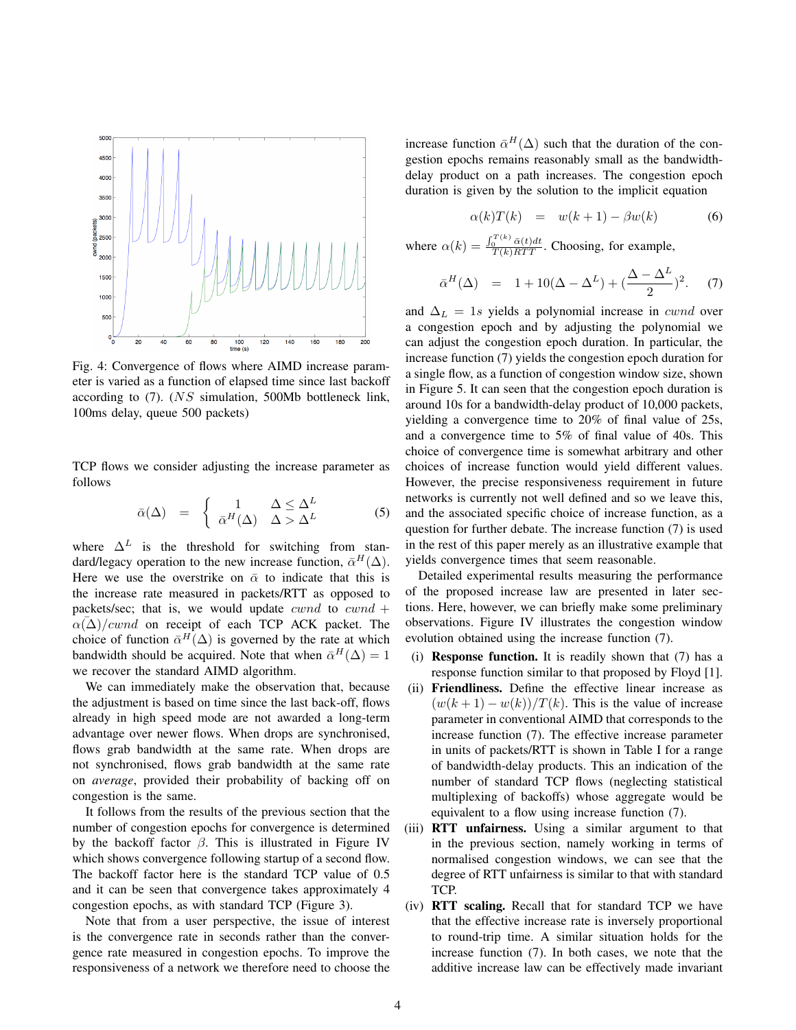Fig. 4: Convergence of flows where AIMD increase parameter is varied as a function of elapsed time since last backoff according to (7). ($NS$ simulation, 500Mb bottleneck link, 100ms delay, queue 500 packets)

TCP flows we consider adjusting the increase parameter as follows

$$\bar{\alpha}(\Delta) = \begin{cases} 1 & \Delta \leq \Delta^L \\ \bar{\alpha}^H(\Delta) & \Delta > \Delta^L \end{cases} \quad (5)$$

where $\Delta^L$ is the threshold for switching from standard/legacy operation to the new increase function, $\bar{\alpha}^H(\Delta)$. Here we use the overstrike on $\bar{\alpha}$ to indicate that this is the increase rate measured in packets/RTT as opposed to packets/sec; that is, we would update $cwnd$ to $cwnd + \alpha(\bar{\Delta})/cwnd$ on receipt of each TCP ACK packet. The choice of function $\bar{\alpha}^H(\Delta)$ is governed by the rate at which bandwidth should be acquired. Note that when $\bar{\alpha}^H(\Delta) = 1$ we recover the standard AIMD algorithm.

We can immediately make the observation that, because the adjustment is based on time since the last back-off, flows already in high speed mode are not awarded a long-term advantage over newer flows. When drops are synchronised, flows grab bandwidth at the same rate. When drops are not synchronised, flows grab bandwidth at the same rate on *average*, provided their probability of backing off on congestion is the same.

It follows from the results of the previous section that the number of congestion epochs for convergence is determined by the backoff factor $\beta$. This is illustrated in Figure IV which shows convergence following startup of a second flow. The backoff factor here is the standard TCP value of 0.5 and it can be seen that convergence takes approximately 4 congestion epochs, as with standard TCP (Figure 3).

Note that from a user perspective, the issue of interest is the convergence rate in seconds rather than the convergence rate measured in congestion epochs. To improve the responsiveness of a network we therefore need to choose the increase function $\bar{\alpha}^H(\Delta)$ such that the duration of the congestion epochs remains reasonably small as the bandwidth-delay product on a path increases. The congestion epoch duration is given by the solution to the implicit equation

$$\alpha(k)T(k) = w(k+1) - \beta w(k) \quad (6)$$

where $\alpha(k) = \frac{\int_0^{T(k)} \bar{\alpha}(t)dt}{T(k)RTT}$. Choosing, for example,

$$\bar{\alpha}^H(\Delta) = 1 + 10(\Delta - \Delta^L) + (\frac{\Delta - \Delta^L}{2})^2. \quad (7)$$

and $\Delta_L = 1s$ yields a polynomial increase in $cwnd$ over a congestion epoch and by adjusting the polynomial we can adjust the congestion epoch duration. In particular, the increase function (7) yields the congestion epoch duration for a single flow, as a function of congestion window size, shown in Figure 5. It can seen that the congestion epoch duration is around 10s for a bandwidth-delay product of 10,000 packets, yielding a convergence time to 20% of final value of 25s, and a convergence time to 5% of final value of 40s. This choice of convergence time is somewhat arbitrary and other choices of increase function would yield different values. However, the precise responsiveness requirement in future networks is currently not well defined and so we leave this, and the associated specific choice of increase function, as a question for further debate. The increase function (7) is used in the rest of this paper merely as an illustrative example that yields convergence times that seem reasonable.

Detailed experimental results measuring the performance of the proposed increase law are presented in later sections. Here, however, we can briefly make some preliminary observations. Figure IV illustrates the congestion window evolution obtained using the increase function (7).

(i) **Response function.** It is readily shown that (7) has a response function similar to that proposed by Floyd [1].
(ii) **Friendliness.** Define the effective linear increase as $(w(k+1) - w(k))/T(k)$. This is the value of increase parameter in conventional AIMD that corresponds to the increase function (7). The effective increase parameter in units of packets/RTT is shown in Table I for a range of bandwidth-delay products. This an indication of the number of standard TCP flows (neglecting statistical multiplexing of backoffs) whose aggregate would be equivalent to a flow using increase function (7).
(iii) **RTT unfairness.** Using a similar argument to that in the previous section, namely working in terms of normalised congestion windows, we can see that the degree of RTT unfairness is similar to that with standard TCP.
(iv) **RTT scaling.** Recall that for standard TCP we have that the effective increase rate is inversely proportional to round-trip time. A similar situation holds for the increase function (7). In both cases, we note that the additive increase law can be effectively made invariant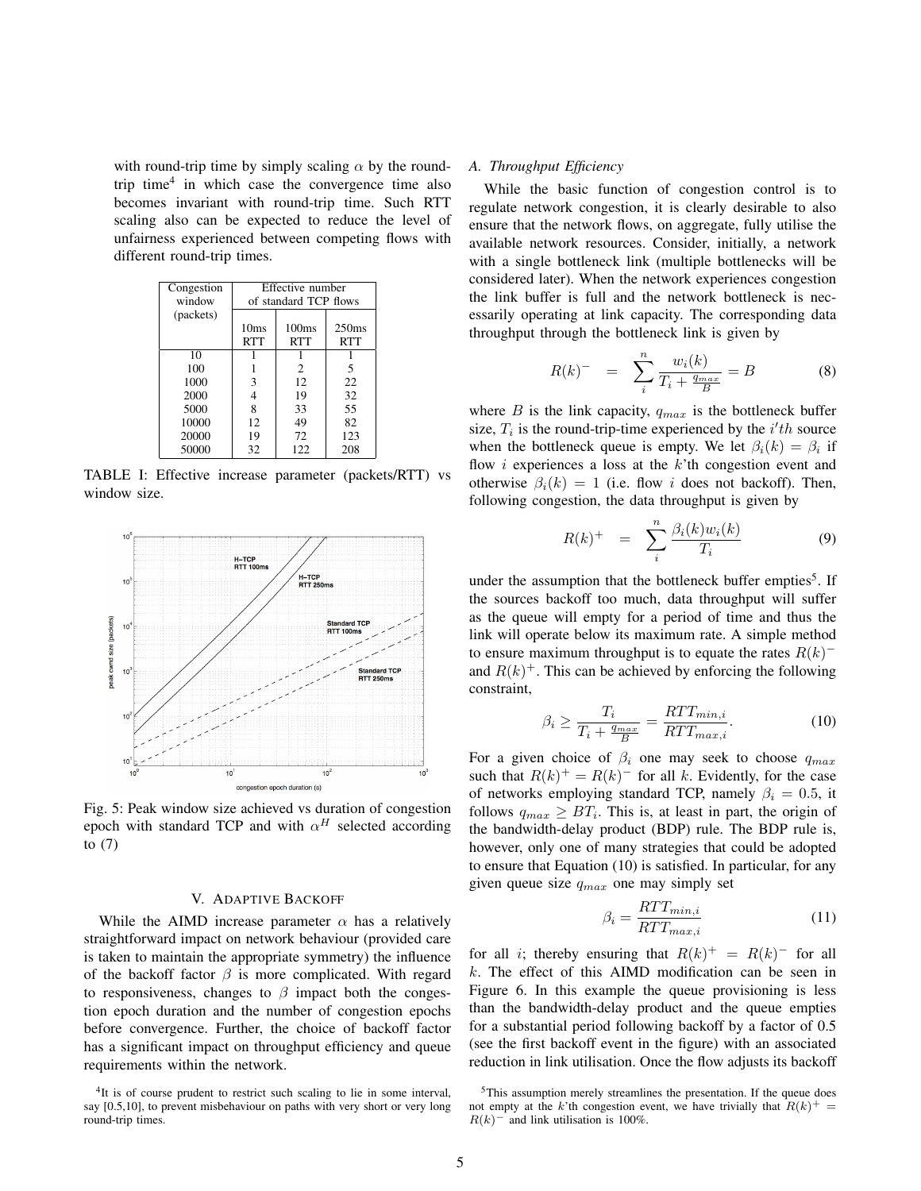with round-trip time by simply scaling $\alpha$ by the round-trip time[4] in which case the convergence time also becomes invariant with round-trip time. Such RTT scaling also can be expected to reduce the level of unfairness experienced between competing flows with different round-trip times.

| Congestion window (packets) | Effective number of standard TCP flows | | |
|---|---|---|---|
| | 10ms RTT | 100ms RTT | 250ms RTT |
| 10 | 1 | 1 | 1 |
| 100 | 1 | 2 | 5 |
| 1000 | 3 | 12 | 22 |
| 2000 | 4 | 19 | 32 |
| 5000 | 8 | 33 | 55 |
| 10000 | 12 | 49 | 82 |
| 20000 | 19 | 72 | 123 |
| 50000 | 32 | 122 | 208 |

TABLE I: Effective increase parameter (packets/RTT) vs window size.

Fig. 5: Peak window size achieved vs duration of congestion epoch with standard TCP and with $\alpha^H$ selected according to (7)

## V. Adaptive Backoff

While the AIMD increase parameter $\alpha$ has a relatively straightforward impact on network behaviour (provided care is taken to maintain the appropriate symmetry) the influence of the backoff factor $\beta$ is more complicated. With regard to responsiveness, changes to $\beta$ impact both the congestion epoch duration and the number of congestion epochs before convergence. Further, the choice of backoff factor has a significant impact on throughput efficiency and queue requirements within the network.

### A. Throughput Efficiency

While the basic function of congestion control is to regulate network congestion, it is clearly desirable to also ensure that the network flows, on aggregate, fully utilise the available network resources. Consider, initially, a network with a single bottleneck link (multiple bottlenecks will be considered later). When the network experiences congestion the link buffer is full and the network bottleneck is necessarily operating at link capacity. The corresponding data throughput through the bottleneck link is given by

$$R(k)^- = \sum_i^n \frac{w_i(k)}{T_i + \frac{q_{max}}{B}} = B \tag{8}$$

where $B$ is the link capacity, $q_{max}$ is the bottleneck buffer size, $T_i$ is the round-trip-time experienced by the $i'th$ source when the bottleneck queue is empty. We let $\beta_i(k) = \beta_i$ if flow $i$ experiences a loss at the $k$'th congestion event and otherwise $\beta_i(k) = 1$ (i.e. flow $i$ does not backoff). Then, following congestion, the data throughput is given by

$$R(k)^+ = \sum_i^n \frac{\beta_i(k) w_i(k)}{T_i} \tag{9}$$

under the assumption that the bottleneck buffer empties[5]. If the sources backoff too much, data throughput will suffer as the queue will empty for a period of time and thus the link will operate below its maximum rate. A simple method to ensure maximum throughput is to equate the rates $R(k)^-$ and $R(k)^+$. This can be achieved by enforcing the following constraint,

$$\beta_i \geq \frac{T_i}{T_i + \frac{q_{max}}{B}} = \frac{RTT_{min,i}}{RTT_{max,i}}. \tag{10}$$

For a given choice of $\beta_i$ one may seek to choose $q_{max}$ such that $R(k)^+ = R(k)^-$ for all $k$. Evidently, for the case of networks employing standard TCP, namely $\beta_i = 0.5$, it follows $q_{max} \geq BT_i$. This is, at least in part, the origin of the bandwidth-delay product (BDP) rule. The BDP rule is, however, only one of many strategies that could be adopted to ensure that Equation (10) is satisfied. In particular, for any given queue size $q_{max}$ one may simply set

$$\beta_i = \frac{RTT_{min,i}}{RTT_{max,i}} \tag{11}$$

for all $i$; thereby ensuring that $R(k)^+ = R(k)^-$ for all $k$. The effect of this AIMD modification can be seen in Figure 6. In this example the queue provisioning is less than the bandwidth-delay product and the queue empties for a substantial period following backoff by a factor of 0.5 (see the first backoff event in the figure) with an associated reduction in link utilisation. Once the flow adjusts its backoff

[4]It is of course prudent to restrict such scaling to lie in some interval, say [0.5,10], to prevent misbehaviour on paths with very short or very long round-trip times.

[5]This assumption merely streamlines the presentation. If the queue does not empty at the $k$'th congestion event, we have trivially that $R(k)^+ = R(k)^-$ and link utilisation is 100%.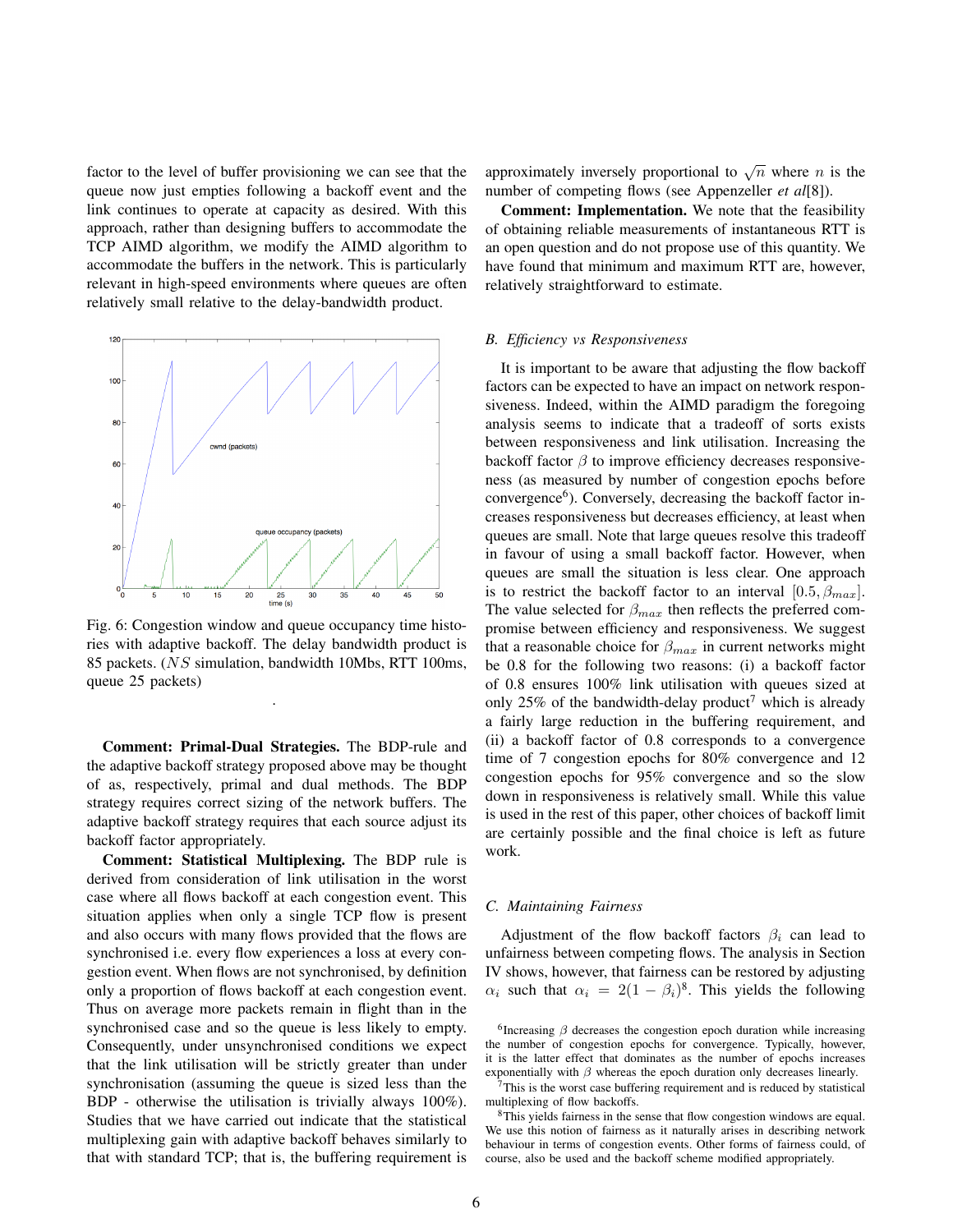factor to the level of buffer provisioning we can see that the queue now just empties following a backoff event and the link continues to operate at capacity as desired. With this approach, rather than designing buffers to accommodate the TCP AIMD algorithm, we modify the AIMD algorithm to accommodate the buffers in the network. This is particularly relevant in high-speed environments where queues are often relatively small relative to the delay-bandwidth product.

Fig. 6: Congestion window and queue occupancy time histories with adaptive backoff. The delay bandwidth product is 85 packets. ($NS$ simulation, bandwidth 10Mbs, RTT 100ms, queue 25 packets)

**Comment: Primal-Dual Strategies.** The BDP-rule and the adaptive backoff strategy proposed above may be thought of as, respectively, primal and dual methods. The BDP strategy requires correct sizing of the network buffers. The adaptive backoff strategy requires that each source adjust its backoff factor appropriately.

**Comment: Statistical Multiplexing.** The BDP rule is derived from consideration of link utilisation in the worst case where all flows backoff at each congestion event. This situation applies when only a single TCP flow is present and also occurs with many flows provided that the flows are synchronised i.e. every flow experiences a loss at every congestion event. When flows are not synchronised, by definition only a proportion of flows backoff at each congestion event. Thus on average more packets remain in flight than in the synchronised case and so the queue is less likely to empty. Consequently, under unsynchronised conditions we expect that the link utilisation will be strictly greater than under synchronisation (assuming the queue is sized less than the BDP - otherwise the utilisation is trivially always 100%). Studies that we have carried out indicate that the statistical multiplexing gain with adaptive backoff behaves similarly to that with standard TCP; that is, the buffering requirement is approximately inversely proportional to $\sqrt{n}$ where $n$ is the number of competing flows (see Appenzeller *et al*[8]).

**Comment: Implementation.** We note that the feasibility of obtaining reliable measurements of instantaneous RTT is an open question and do not propose use of this quantity. We have found that minimum and maximum RTT are, however, relatively straightforward to estimate.

### B. *Efficiency vs Responsiveness*

It is important to be aware that adjusting the flow backoff factors can be expected to have an impact on network responsiveness. Indeed, within the AIMD paradigm the foregoing analysis seems to indicate that a tradeoff of sorts exists between responsiveness and link utilisation. Increasing the backoff factor $\beta$ to improve efficiency decreases responsiveness (as measured by number of congestion epochs before convergence[6]). Conversely, decreasing the backoff factor increases responsiveness but decreases efficiency, at least when queues are small. Note that large queues resolve this tradeoff in favour of using a small backoff factor. However, when queues are small the situation is less clear. One approach is to restrict the backoff factor to an interval $[0.5, \beta_{max}]$. The value selected for $\beta_{max}$ then reflects the preferred compromise between efficiency and responsiveness. We suggest that a reasonable choice for $\beta_{max}$ in current networks might be 0.8 for the following two reasons: (i) a backoff factor of 0.8 ensures 100% link utilisation with queues sized at only 25% of the bandwidth-delay product[7] which is already a fairly large reduction in the buffering requirement, and (ii) a backoff factor of 0.8 corresponds to a convergence time of 7 congestion epochs for 80% convergence and 12 congestion epochs for 95% convergence and so the slow down in responsiveness is relatively small. While this value is used in the rest of this paper, other choices of backoff limit are certainly possible and the final choice is left as future work.

### C. *Maintaining Fairness*

Adjustment of the flow backoff factors $\beta_i$ can lead to unfairness between competing flows. The analysis in Section IV shows, however, that fairness can be restored by adjusting $\alpha_i$ such that $\alpha_i = 2(1 - \beta_i)$[8]. This yields the following

[6] Increasing $\beta$ decreases the congestion epoch duration while increasing the number of congestion epochs for convergence. Typically, however, it is the latter effect that dominates as the number of epochs increases exponentially with $\beta$ whereas the epoch duration only decreases linearly.

[7] This is the worst case buffering requirement and is reduced by statistical multiplexing of flow backoffs.

[8] This yields fairness in the sense that flow congestion windows are equal. We use this notion of fairness as it naturally arises in describing network behaviour in terms of congestion events. Other forms of fairness could, of course, also be used and the backoff scheme modified appropriately.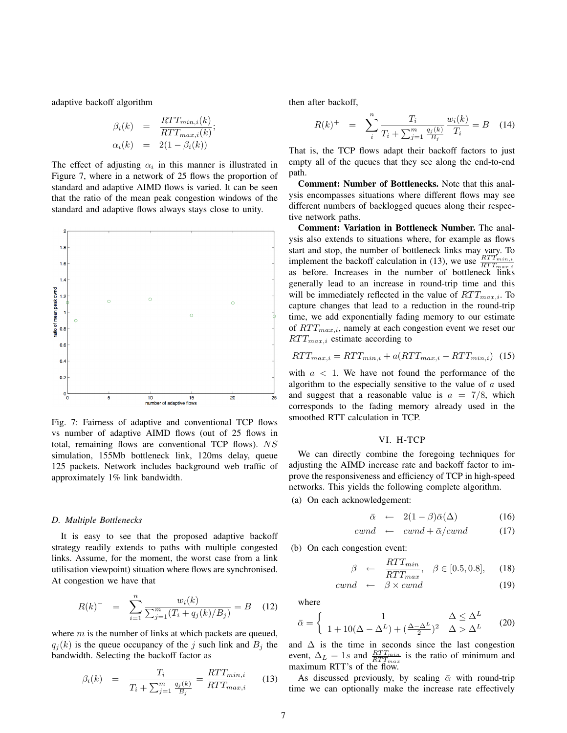adaptive backoff algorithm

$$\beta_i(k) = \frac{RTT_{min,i}(k)}{RTT_{max,i}(k)};$$
$$\alpha_i(k) = 2(1-\beta_i(k))$$

The effect of adjusting $\alpha_i$ in this manner is illustrated in Figure 7, where in a network of 25 flows the proportion of standard and adaptive AIMD flows is varied. It can be seen that the ratio of the mean peak congestion windows of the standard and adaptive flows always stays close to unity.

Fig. 7: Fairness of adaptive and conventional TCP flows vs number of adaptive AIMD flows (out of 25 flows in total, remaining flows are conventional TCP flows). $NS$ simulation, 155Mb bottleneck link, 120ms delay, queue 125 packets. Network includes background web traffic of approximately 1% link bandwidth.

### D. Multiple Bottlenecks

It is easy to see that the proposed adaptive backoff strategy readily extends to paths with multiple congested links. Assume, for the moment, the worst case from a link utilisation viewpoint) situation where flows are synchronised. At congestion we have that

$$R(k)^- = \sum_{i=1}^{n} \frac{w_i(k)}{\sum_{j=1}^{m}(T_i + q_j(k)/B_j)} = B \quad (12)$$

where $m$ is the number of links at which packets are queued, $q_j(k)$ is the queue occupancy of the $j$ such link and $B_j$ the bandwidth. Selecting the backoff factor as

$$\beta_i(k) = \frac{T_i}{T_i + \sum_{j=1}^{m}\frac{q_j(k)}{B_j}} = \frac{RTT_{min,i}}{RTT_{max,i}} \quad (13)$$

then after backoff,

$$R(k)^+ = \sum_{i}^{n} \frac{T_i}{T_i + \sum_{j=1}^{m}\frac{q_j(k)}{B_j}} \frac{w_i(k)}{T_i} = B \quad (14)$$

That is, the TCP flows adapt their backoff factors to just empty all of the queues that they see along the end-to-end path.

**Comment: Number of Bottlenecks.** Note that this analysis encompasses situations where different flows may see different numbers of backlogged queues along their respective network paths.

**Comment: Variation in Bottleneck Number.** The analysis also extends to situations where, for example as flows start and stop, the number of bottleneck links may vary. To implement the backoff calculation in (13), we use $\frac{RTT_{min,i}}{RTT_{max,i}}$ as before. Increases in the number of bottleneck links generally lead to an increase in round-trip time and this will be immediately reflected in the value of $RTT_{max,i}$. To capture changes that lead to a reduction in the round-trip time, we add exponentially fading memory to our estimate of $RTT_{max,i}$, namely at each congestion event we reset our $RTT_{max,i}$ estimate according to

$$RTT_{max,i} = RTT_{min,i} + a(RTT_{max,i} - RTT_{min,i}) \quad (15)$$

with $a < 1$. We have not found the performance of the algorithm to the especially sensitive to the value of $a$ used and suggest that a reasonable value is $a = 7/8$, which corresponds to the fading memory already used in the smoothed RTT calculation in TCP.

## VI. H-TCP

We can directly combine the foregoing techniques for adjusting the AIMD increase rate and backoff factor to improve the responsiveness and efficiency of TCP in high-speed networks. This yields the following complete algorithm.

(a) On each acknowledgement:

$$\bar{\alpha} \leftarrow 2(1-\beta)\bar{\alpha}(\Delta) \quad (16)$$
$$cwnd \leftarrow cwnd + \bar{\alpha}/cwnd \quad (17)$$

(b) On each congestion event:

$$\beta \leftarrow \frac{RTT_{min}}{RTT_{max}}, \quad \beta \in [0.5, 0.8], \quad (18)$$
$$cwnd \leftarrow \beta \times cwnd \quad (19)$$

where

$$\bar{\alpha} = \begin{cases} 1 & \Delta \leq \Delta^L \\ 1 + 10(\Delta - \Delta^L) + (\frac{\Delta - \Delta^L}{2})^2 & \Delta > \Delta^L \end{cases} \quad (20)$$

and $\Delta$ is the time in seconds since the last congestion event, $\Delta_L = 1s$ and $\frac{RTT_{min}}{RTT_{max}}$ is the ratio of minimum and maximum RTT's of the flow.

As discussed previously, by scaling $\bar{\alpha}$ with round-trip time we can optionally make the increase rate effectively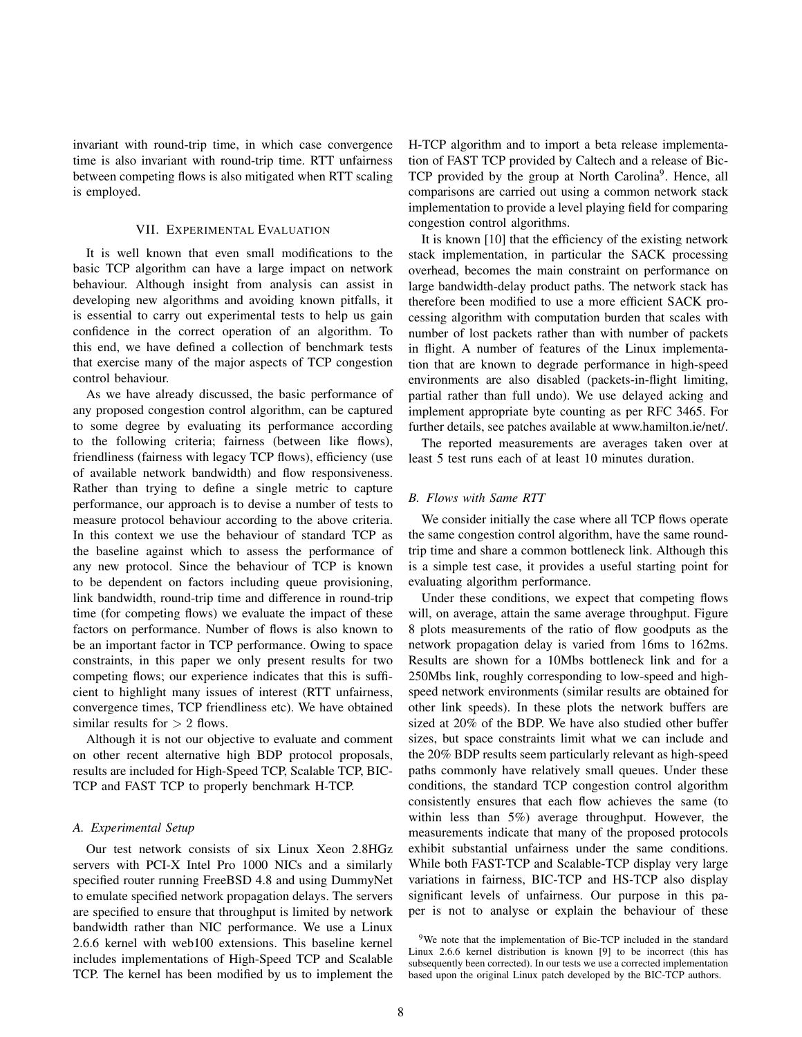invariant with round-trip time, in which case convergence time is also invariant with round-trip time. RTT unfairness between competing flows is also mitigated when RTT scaling is employed.

## VII. Experimental Evaluation

It is well known that even small modifications to the basic TCP algorithm can have a large impact on network behaviour. Although insight from analysis can assist in developing new algorithms and avoiding known pitfalls, it is essential to carry out experimental tests to help us gain confidence in the correct operation of an algorithm. To this end, we have defined a collection of benchmark tests that exercise many of the major aspects of TCP congestion control behaviour.

As we have already discussed, the basic performance of any proposed congestion control algorithm, can be captured to some degree by evaluating its performance according to the following criteria; fairness (between like flows), friendliness (fairness with legacy TCP flows), efficiency (use of available network bandwidth) and flow responsiveness. Rather than trying to define a single metric to capture performance, our approach is to devise a number of tests to measure protocol behaviour according to the above criteria. In this context we use the behaviour of standard TCP as the baseline against which to assess the performance of any new protocol. Since the behaviour of TCP is known to be dependent on factors including queue provisioning, link bandwidth, round-trip time and difference in round-trip time (for competing flows) we evaluate the impact of these factors on performance. Number of flows is also known to be an important factor in TCP performance. Owing to space constraints, in this paper we only present results for two competing flows; our experience indicates that this is sufficient to highlight many issues of interest (RTT unfairness, convergence times, TCP friendliness etc). We have obtained similar results for $> 2$ flows.

Although it is not our objective to evaluate and comment on other recent alternative high BDP protocol proposals, results are included for High-Speed TCP, Scalable TCP, BIC-TCP and FAST TCP to properly benchmark H-TCP.

### *A. Experimental Setup*

Our test network consists of six Linux Xeon 2.8HGz servers with PCI-X Intel Pro 1000 NICs and a similarly specified router running FreeBSD 4.8 and using DummyNet to emulate specified network propagation delays. The servers are specified to ensure that throughput is limited by network bandwidth rather than NIC performance. We use a Linux 2.6.6 kernel with web100 extensions. This baseline kernel includes implementations of High-Speed TCP and Scalable TCP. The kernel has been modified by us to implement the H-TCP algorithm and to import a beta release implementation of FAST TCP provided by Caltech and a release of Bic-TCP provided by the group at North Carolina[9]. Hence, all comparisons are carried out using a common network stack implementation to provide a level playing field for comparing congestion control algorithms.

It is known [10] that the efficiency of the existing network stack implementation, in particular the SACK processing overhead, becomes the main constraint on performance on large bandwidth-delay product paths. The network stack has therefore been modified to use a more efficient SACK processing algorithm with computation burden that scales with number of lost packets rather than with number of packets in flight. A number of features of the Linux implementation that are known to degrade performance in high-speed environments are also disabled (packets-in-flight limiting, partial rather than full undo). We use delayed acking and implement appropriate byte counting as per RFC 3465. For further details, see patches available at www.hamilton.ie/net/.

The reported measurements are averages taken over at least 5 test runs each of at least 10 minutes duration.

### *B. Flows with Same RTT*

We consider initially the case where all TCP flows operate the same congestion control algorithm, have the same round-trip time and share a common bottleneck link. Although this is a simple test case, it provides a useful starting point for evaluating algorithm performance.

Under these conditions, we expect that competing flows will, on average, attain the same average throughput. Figure 8 plots measurements of the ratio of flow goodputs as the network propagation delay is varied from 16ms to 162ms. Results are shown for a 10Mbs bottleneck link and for a 250Mbs link, roughly corresponding to low-speed and high-speed network environments (similar results are obtained for other link speeds). In these plots the network buffers are sized at 20% of the BDP. We have also studied other buffer sizes, but space constraints limit what we can include and the 20% BDP results seem particularly relevant as high-speed paths commonly have relatively small queues. Under these conditions, the standard TCP congestion control algorithm consistently ensures that each flow achieves the same (to within less than 5%) average throughput. However, the measurements indicate that many of the proposed protocols exhibit substantial unfairness under the same conditions. While both FAST-TCP and Scalable-TCP display very large variations in fairness, BIC-TCP and HS-TCP also display significant levels of unfairness. Our purpose in this paper is not to analyse or explain the behaviour of these

[9] We note that the implementation of Bic-TCP included in the standard Linux 2.6.6 kernel distribution is known [9] to be incorrect (this has subsequently been corrected). In our tests we use a corrected implementation based upon the original Linux patch developed by the BIC-TCP authors.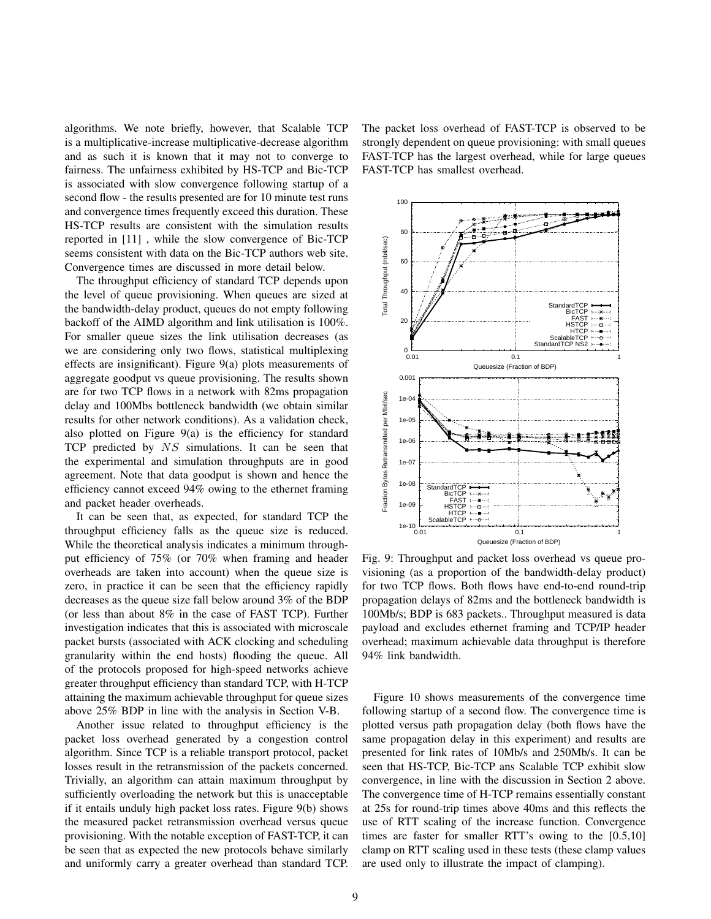algorithms. We note briefly, however, that Scalable TCP is a multiplicative-increase multiplicative-decrease algorithm and as such it is known that it may not to converge to fairness. The unfairness exhibited by HS-TCP and Bic-TCP is associated with slow convergence following startup of a second flow - the results presented are for 10 minute test runs and convergence times frequently exceed this duration. These HS-TCP results are consistent with the simulation results reported in [11] , while the slow convergence of Bic-TCP seems consistent with data on the Bic-TCP authors web site. Convergence times are discussed in more detail below.

The throughput efficiency of standard TCP depends upon the level of queue provisioning. When queues are sized at the bandwidth-delay product, queues do not empty following backoff of the AIMD algorithm and link utilisation is 100%. For smaller queue sizes the link utilisation decreases (as we are considering only two flows, statistical multiplexing effects are insignificant). Figure 9(a) plots measurements of aggregate goodput vs queue provisioning. The results shown are for two TCP flows in a network with 82ms propagation delay and 100Mbs bottleneck bandwidth (we obtain similar results for other network conditions). As a validation check, also plotted on Figure 9(a) is the efficiency for standard TCP predicted by $NS$ simulations. It can be seen that the experimental and simulation throughputs are in good agreement. Note that data goodput is shown and hence the efficiency cannot exceed 94% owing to the ethernet framing and packet header overheads.

It can be seen that, as expected, for standard TCP the throughput efficiency falls as the queue size is reduced. While the theoretical analysis indicates a minimum throughput efficiency of 75% (or 70% when framing and header overheads are taken into account) when the queue size is zero, in practice it can be seen that the efficiency rapidly decreases as the queue size fall below around 3% of the BDP (or less than about 8% in the case of FAST TCP). Further investigation indicates that this is associated with microscale packet bursts (associated with ACK clocking and scheduling granularity within the end hosts) flooding the queue. All of the protocols proposed for high-speed networks achieve greater throughput efficiency than standard TCP, with H-TCP attaining the maximum achievable throughput for queue sizes above 25% BDP in line with the analysis in Section V-B.

Another issue related to throughput efficiency is the packet loss overhead generated by a congestion control algorithm. Since TCP is a reliable transport protocol, packet losses result in the retransmission of the packets concerned. Trivially, an algorithm can attain maximum throughput by sufficiently overloading the network but this is unacceptable if it entails unduly high packet loss rates. Figure 9(b) shows the measured packet retransmission overhead versus queue provisioning. With the notable exception of FAST-TCP, it can be seen that as expected the new protocols behave similarly and uniformly carry a greater overhead than standard TCP. The packet loss overhead of FAST-TCP is observed to be strongly dependent on queue provisioning: with small queues FAST-TCP has the largest overhead, while for large queues FAST-TCP has smallest overhead.

Fig. 9: Throughput and packet loss overhead vs queue provisioning (as a proportion of the bandwidth-delay product) for two TCP flows. Both flows have end-to-end round-trip propagation delays of 82ms and the bottleneck bandwidth is 100Mb/s; BDP is 683 packets.. Throughput measured is data payload and excludes ethernet framing and TCP/IP header overhead; maximum achievable data throughput is therefore 94% link bandwidth.

Figure 10 shows measurements of the convergence time following startup of a second flow. The convergence time is plotted versus path propagation delay (both flows have the same propagation delay in this experiment) and results are presented for link rates of 10Mb/s and 250Mb/s. It can be seen that HS-TCP, Bic-TCP ans Scalable TCP exhibit slow convergence, in line with the discussion in Section 2 above. The convergence time of H-TCP remains essentially constant at 25s for round-trip times above 40ms and this reflects the use of RTT scaling of the increase function. Convergence times are faster for smaller RTT's owing to the [0.5,10] clamp on RTT scaling used in these tests (these clamp values are used only to illustrate the impact of clamping).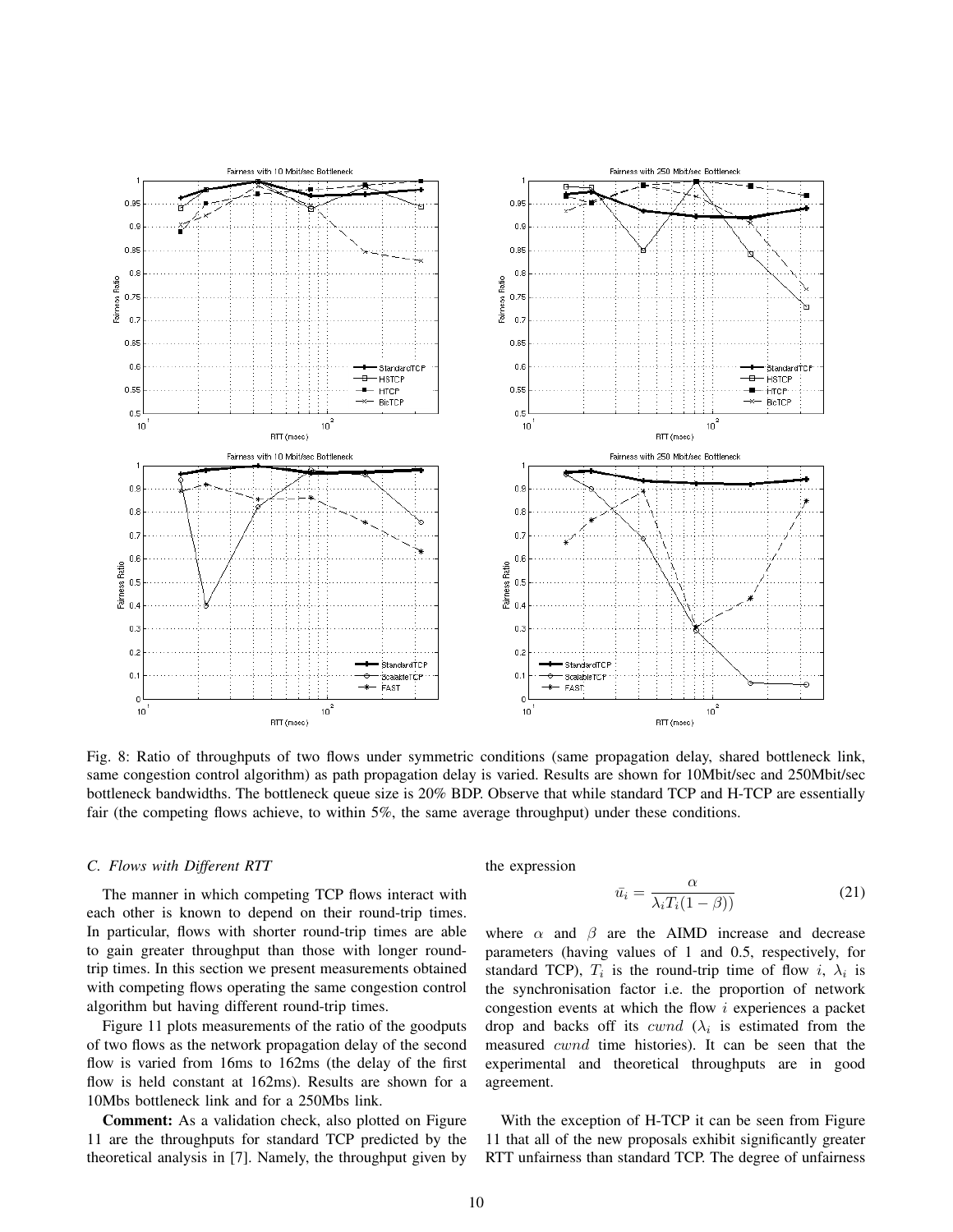Fig. 8: Ratio of throughputs of two flows under symmetric conditions (same propagation delay, shared bottleneck link, same congestion control algorithm) as path propagation delay is varied. Results are shown for 10Mbit/sec and 250Mbit/sec bottleneck bandwidths. The bottleneck queue size is 20% BDP. Observe that while standard TCP and H-TCP are essentially fair (the competing flows achieve, to within 5%, the same average throughput) under these conditions.

### C. Flows with Different RTT

The manner in which competing TCP flows interact with each other is known to depend on their round-trip times. In particular, flows with shorter round-trip times are able to gain greater throughput than those with longer round-trip times. In this section we present measurements obtained with competing flows operating the same congestion control algorithm but having different round-trip times.

Figure 11 plots measurements of the ratio of the goodputs of two flows as the network propagation delay of the second flow is varied from 16ms to 162ms (the delay of the first flow is held constant at 162ms). Results are shown for a 10Mbs bottleneck link and for a 250Mbs link.

**Comment:** As a validation check, also plotted on Figure 11 are the throughputs for standard TCP predicted by the theoretical analysis in [7]. Namely, the throughput given by the expression

$$\bar{u}_i = \frac{\alpha}{\lambda_i T_i (1 - \beta))} \tag{21}$$

where $\alpha$ and $\beta$ are the AIMD increase and decrease parameters (having values of 1 and 0.5, respectively, for standard TCP), $T_i$ is the round-trip time of flow $i$, $\lambda_i$ is the synchronisation factor i.e. the proportion of network congestion events at which the flow $i$ experiences a packet drop and backs off its $cwnd$ ($\lambda_i$ is estimated from the measured $cwnd$ time histories). It can be seen that the experimental and theoretical throughputs are in good agreement.

With the exception of H-TCP it can be seen from Figure 11 that all of the new proposals exhibit significantly greater RTT unfairness than standard TCP. The degree of unfairness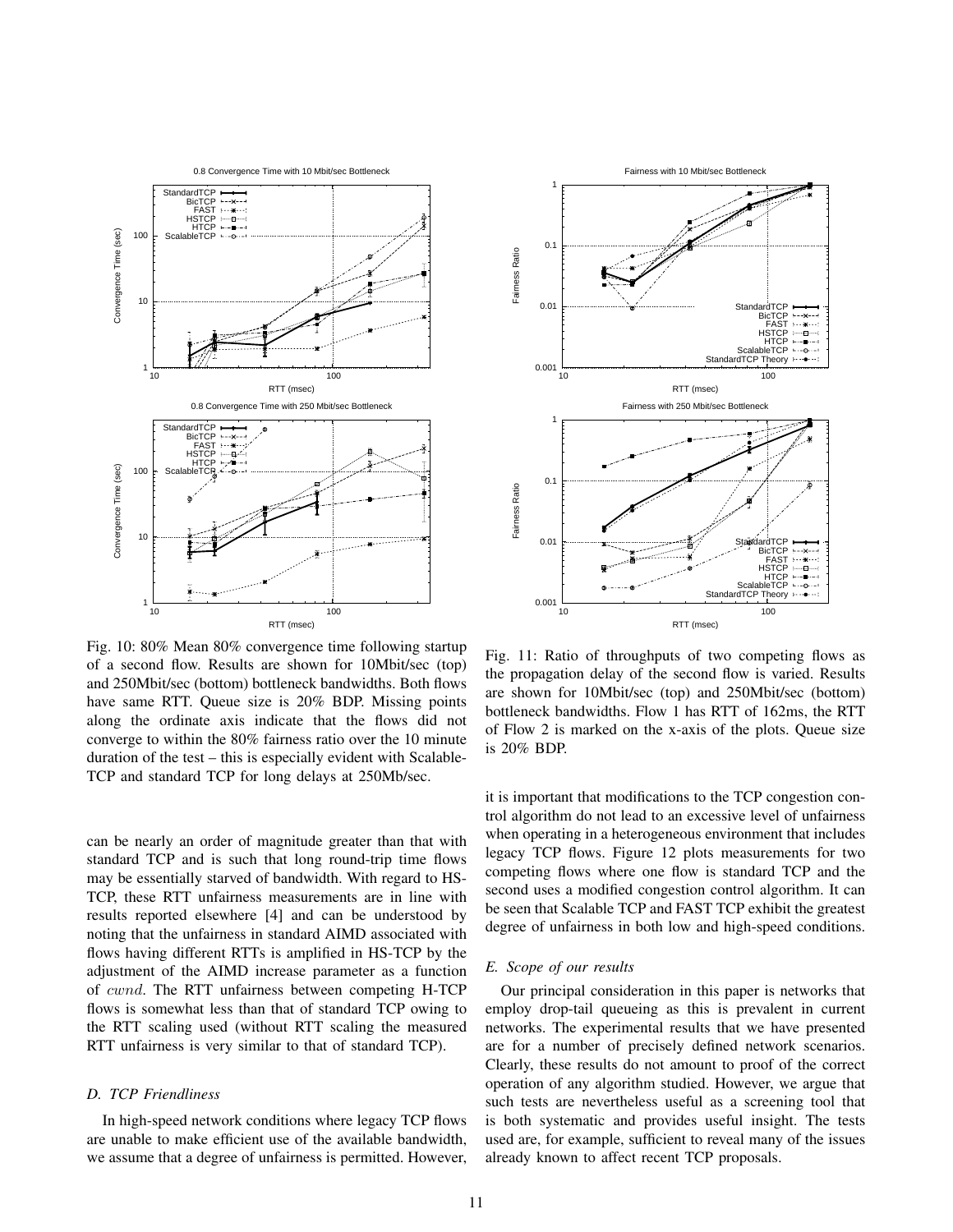Fig. 10: 80% Mean 80% convergence time following startup of a second flow. Results are shown for 10Mbit/sec (top) and 250Mbit/sec (bottom) bottleneck bandwidths. Both flows have same RTT. Queue size is 20% BDP. Missing points along the ordinate axis indicate that the flows did not converge to within the 80% fairness ratio over the 10 minute duration of the test – this is especially evident with Scalable-TCP and standard TCP for long delays at 250Mb/sec.

Fig. 11: Ratio of throughputs of two competing flows as the propagation delay of the second flow is varied. Results are shown for 10Mbit/sec (top) and 250Mbit/sec (bottom) bottleneck bandwidths. Flow 1 has RTT of 162ms, the RTT of Flow 2 is marked on the x-axis of the plots. Queue size is 20% BDP.

can be nearly an order of magnitude greater than that with standard TCP and is such that long round-trip time flows may be essentially starved of bandwidth. With regard to HS-TCP, these RTT unfairness measurements are in line with results reported elsewhere [4] and can be understood by noting that the unfairness in standard AIMD associated with flows having different RTTs is amplified in HS-TCP by the adjustment of the AIMD increase parameter as a function of $cwnd$. The RTT unfairness between competing H-TCP flows is somewhat less than that of standard TCP owing to the RTT scaling used (without RTT scaling the measured RTT unfairness is very similar to that of standard TCP).

### D. TCP Friendliness

In high-speed network conditions where legacy TCP flows are unable to make efficient use of the available bandwidth, we assume that a degree of unfairness is permitted. However, it is important that modifications to the TCP congestion control algorithm do not lead to an excessive level of unfairness when operating in a heterogeneous environment that includes legacy TCP flows. Figure 12 plots measurements for two competing flows where one flow is standard TCP and the second uses a modified congestion control algorithm. It can be seen that Scalable TCP and FAST TCP exhibit the greatest degree of unfairness in both low and high-speed conditions.

### E. Scope of our results

Our principal consideration in this paper is networks that employ drop-tail queueing as this is prevalent in current networks. The experimental results that we have presented are for a number of precisely defined network scenarios. Clearly, these results do not amount to proof of the correct operation of any algorithm studied. However, we argue that such tests are nevertheless useful as a screening tool that is both systematic and provides useful insight. The tests used are, for example, sufficient to reveal many of the issues already known to affect recent TCP proposals.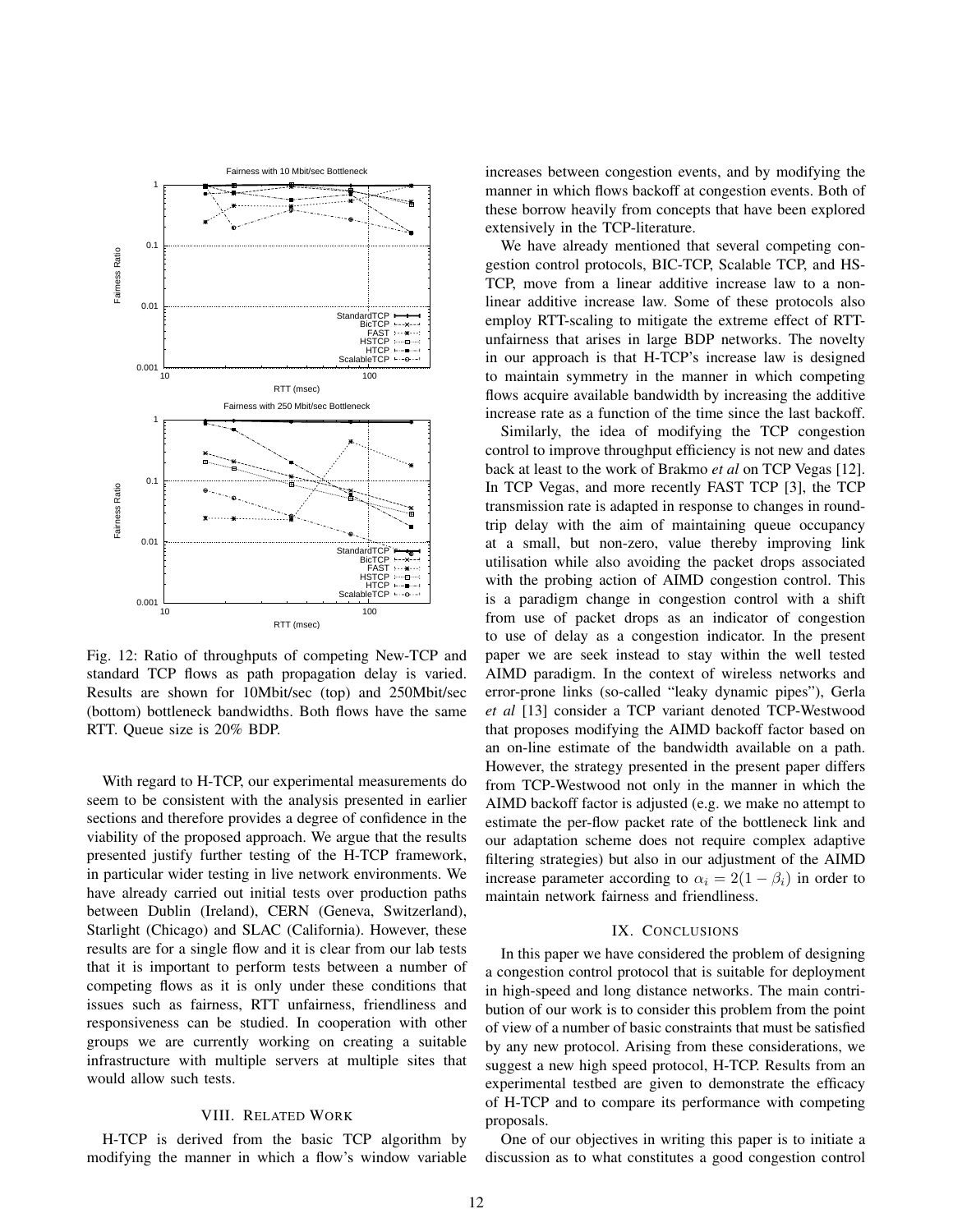Fig. 12: Ratio of throughputs of competing New-TCP and standard TCP flows as path propagation delay is varied. Results are shown for 10Mbit/sec (top) and 250Mbit/sec (bottom) bottleneck bandwidths. Both flows have the same RTT. Queue size is 20% BDP.

With regard to H-TCP, our experimental measurements do seem to be consistent with the analysis presented in earlier sections and therefore provides a degree of confidence in the viability of the proposed approach. We argue that the results presented justify further testing of the H-TCP framework, in particular wider testing in live network environments. We have already carried out initial tests over production paths between Dublin (Ireland), CERN (Geneva, Switzerland), Starlight (Chicago) and SLAC (California). However, these results are for a single flow and it is clear from our lab tests that it is important to perform tests between a number of competing flows as it is only under these conditions that issues such as fairness, RTT unfairness, friendliness and responsiveness can be studied. In cooperation with other groups we are currently working on creating a suitable infrastructure with multiple servers at multiple sites that would allow such tests.

## VIII. Related Work

H-TCP is derived from the basic TCP algorithm by modifying the manner in which a flow's window variable increases between congestion events, and by modifying the manner in which flows backoff at congestion events. Both of these borrow heavily from concepts that have been explored extensively in the TCP-literature.

We have already mentioned that several competing congestion control protocols, BIC-TCP, Scalable TCP, and HS-TCP, move from a linear additive increase law to a non-linear additive increase law. Some of these protocols also employ RTT-scaling to mitigate the extreme effect of RTT-unfairness that arises in large BDP networks. The novelty in our approach is that H-TCP's increase law is designed to maintain symmetry in the manner in which competing flows acquire available bandwidth by increasing the additive increase rate as a function of the time since the last backoff.

Similarly, the idea of modifying the TCP congestion control to improve throughput efficiency is not new and dates back at least to the work of Brakmo *et al* on TCP Vegas [12]. In TCP Vegas, and more recently FAST TCP [3], the TCP transmission rate is adapted in response to changes in round-trip delay with the aim of maintaining queue occupancy at a small, but non-zero, value thereby improving link utilisation while also avoiding the packet drops associated with the probing action of AIMD congestion control. This is a paradigm change in congestion control with a shift from use of packet drops as an indicator of congestion to use of delay as a congestion indicator. In the present paper we are seek instead to stay within the well tested AIMD paradigm. In the context of wireless networks and error-prone links (so-called "leaky dynamic pipes"), Gerla *et al* [13] consider a TCP variant denoted TCP-Westwood that proposes modifying the AIMD backoff factor based on an on-line estimate of the bandwidth available on a path. However, the strategy presented in the present paper differs from TCP-Westwood not only in the manner in which the AIMD backoff factor is adjusted (e.g. we make no attempt to estimate the per-flow packet rate of the bottleneck link and our adaptation scheme does not require complex adaptive filtering strategies) but also in our adjustment of the AIMD increase parameter according to $\alpha_i = 2(1 - \beta_i)$ in order to maintain network fairness and friendliness.

## IX. Conclusions

In this paper we have considered the problem of designing a congestion control protocol that is suitable for deployment in high-speed and long distance networks. The main contribution of our work is to consider this problem from the point of view of a number of basic constraints that must be satisfied by any new protocol. Arising from these considerations, we suggest a new high speed protocol, H-TCP. Results from an experimental testbed are given to demonstrate the efficacy of H-TCP and to compare its performance with competing proposals.

One of our objectives in writing this paper is to initiate a discussion as to what constitutes a good congestion control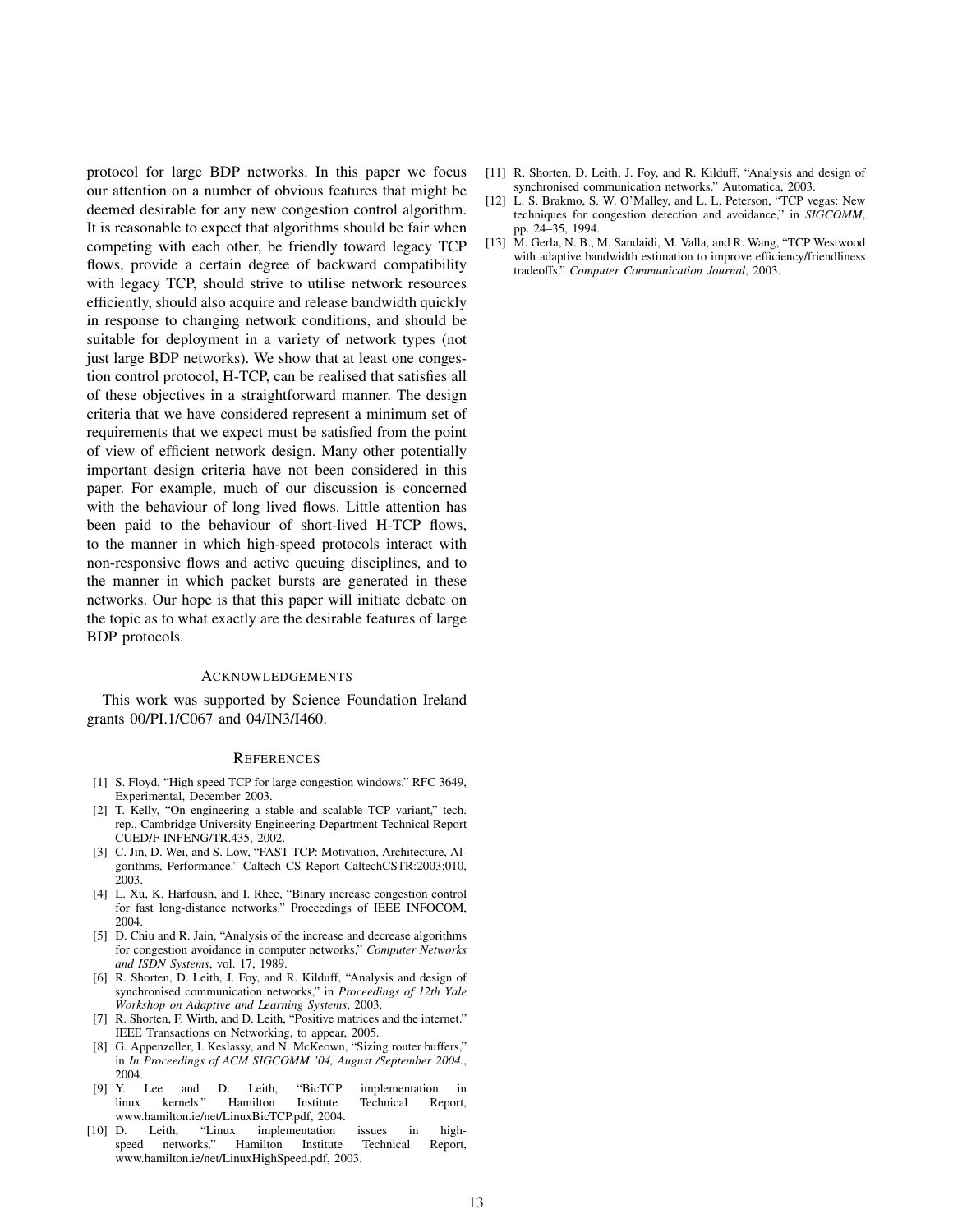protocol for large BDP networks. In this paper we focus our attention on a number of obvious features that might be deemed desirable for any new congestion control algorithm. It is reasonable to expect that algorithms should be fair when competing with each other, be friendly toward legacy TCP flows, provide a certain degree of backward compatibility with legacy TCP, should strive to utilise network resources efficiently, should also acquire and release bandwidth quickly in response to changing network conditions, and should be suitable for deployment in a variety of network types (not just large BDP networks). We show that at least one congestion control protocol, H-TCP, can be realised that satisfies all of these objectives in a straightforward manner. The design criteria that we have considered represent a minimum set of requirements that we expect must be satisfied from the point of view of efficient network design. Many other potentially important design criteria have not been considered in this paper. For example, much of our discussion is concerned with the behaviour of long lived flows. Little attention has been paid to the behaviour of short-lived H-TCP flows, to the manner in which high-speed protocols interact with non-responsive flows and active queuing disciplines, and to the manner in which packet bursts are generated in these networks. Our hope is that this paper will initiate debate on the topic as to what exactly are the desirable features of large BDP protocols.

## Acknowledgements

This work was supported by Science Foundation Ireland grants 00/PI.1/C067 and 04/IN3/I460.

## References

[1] S. Floyd, "High speed TCP for large congestion windows." RFC 3649, Experimental, December 2003.

[2] T. Kelly, "On engineering a stable and scalable TCP variant," tech. rep., Cambridge University Engineering Department Technical Report CUED/F-INFENG/TR.435, 2002.

[3] C. Jin, D. Wei, and S. Low, "FAST TCP: Motivation, Architecture, Algorithms, Performance." Caltech CS Report CaltechCSTR:2003:010, 2003.

[4] L. Xu, K. Harfoush, and I. Rhee, "Binary increase congestion control for fast long-distance networks." Proceedings of IEEE INFOCOM, 2004.

[5] D. Chiu and R. Jain, "Analysis of the increase and decrease algorithms for congestion avoidance in computer networks," *Computer Networks and ISDN Systems*, vol. 17, 1989.

[6] R. Shorten, D. Leith, J. Foy, and R. Kilduff, "Analysis and design of synchronised communication networks," in *Proceedings of 12th Yale Workshop on Adaptive and Learning Systems*, 2003.

[7] R. Shorten, F. Wirth, and D. Leith, "Positive matrices and the internet." IEEE Transactions on Networking, to appear, 2005.

[8] G. Appenzeller, I. Keslassy, and N. McKeown, "Sizing router buffers," in *In Proceedings of ACM SIGCOMM '04, August /September 2004.*, 2004.

[9] Y. Lee and D. Leith, "BicTCP implementation in linux kernels." Hamilton Institute Technical Report, www.hamilton.ie/net/LinuxBicTCP.pdf, 2004.

[10] D. Leith, "Linux implementation issues in high-speed networks." Hamilton Institute Technical Report, www.hamilton.ie/net/LinuxHighSpeed.pdf, 2003.

[11] R. Shorten, D. Leith, J. Foy, and R. Kilduff, "Analysis and design of synchronised communication networks." Automatica, 2003.

[12] L. S. Brakmo, S. W. O'Malley, and L. L. Peterson, "TCP vegas: New techniques for congestion detection and avoidance," in *SIGCOMM*, pp. 24–35, 1994.

[13] M. Gerla, N. B., M. Sandaidi, M. Valla, and R. Wang, "TCP Westwood with adaptive bandwidth estimation to improve efficiency/friendliness tradeoffs," *Computer Communication Journal*, 2003.